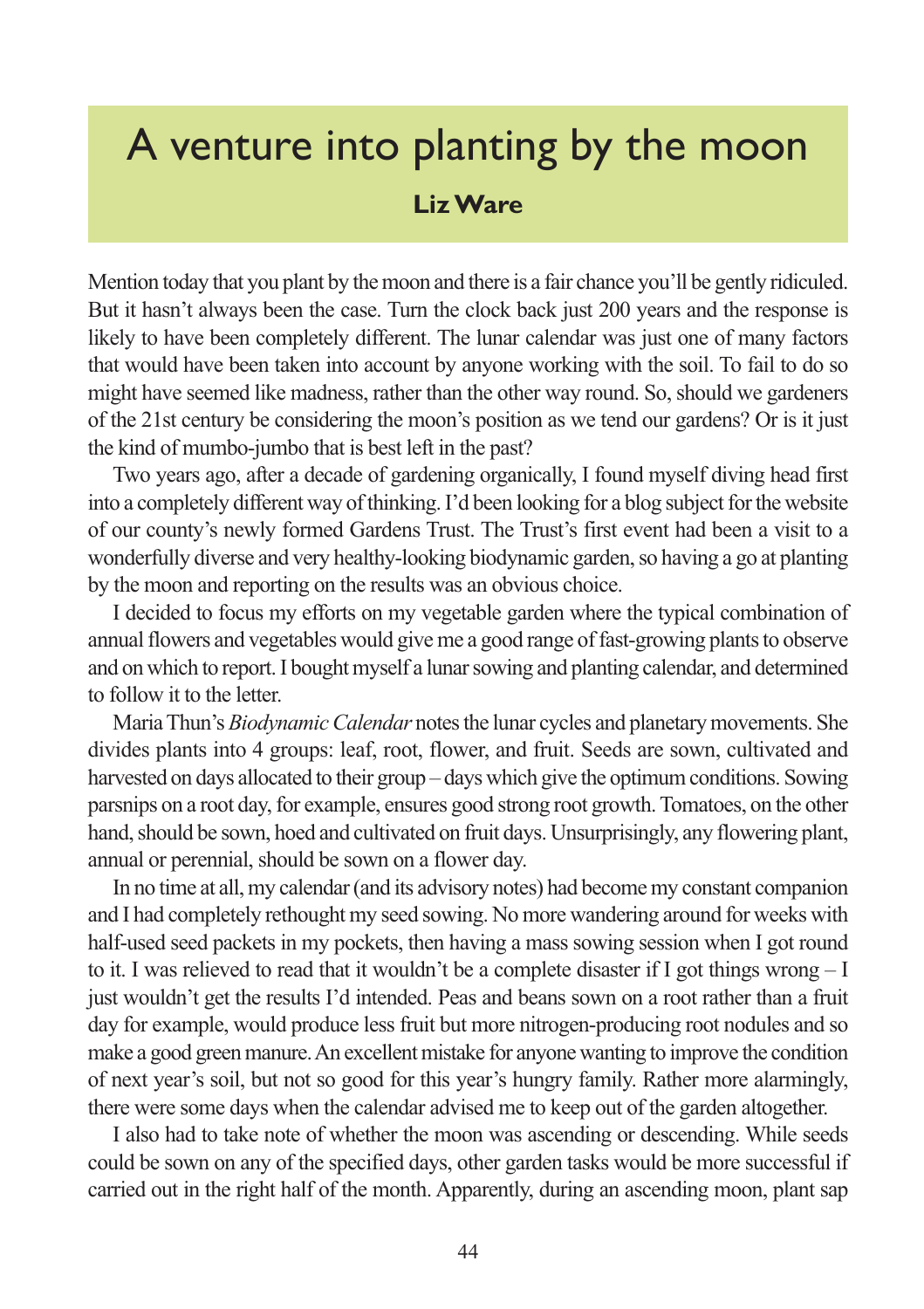# A venture into planting by the moon

**Liz Ware**

Mention today that you plant by the moon and there is a fair chance you'll be gently ridiculed. But it hasn't always been the case. Turn the clock back just 200 years and the response is likely to have been completely different. The lunar calendar was just one of many factors that would have been taken into account by anyone working with the soil. To fail to do so might have seemed like madness, rather than the other way round. So, should we gardeners of the 21st century be considering the moon's position as we tend our gardens? Or is it just the kind of mumbo-jumbo that is best left in the past?

Two years ago, after a decade of gardening organically, I found myself diving head first into a completely different way of thinking. I'd been looking for a blog subject for the website of our county's newly formed Gardens Trust. The Trust's first event had been a visit to a wonderfully diverse and very healthy-looking biodynamic garden, so having a go at planting by the moon and reporting on the results was an obvious choice.

I decided to focus my efforts on my vegetable garden where the typical combination of annual flowers and vegetables would give me a good range of fast-growing plants to observe and on which to report. I bought myself a lunar sowing and planting calendar, and determined to follow it to the letter.

Maria Thun's *Biodynamic Calendar* notes the lunar cycles and planetary movements. She divides plants into 4 groups: leaf, root, flower, and fruit. Seeds are sown, cultivated and harvested on days allocated to their group – days which give the optimum conditions. Sowing parsnips on a root day, for example, ensures good strong root growth. Tomatoes, on the other hand, should be sown, hoed and cultivated on fruit days. Unsurprisingly, any flowering plant, annual or perennial, should be sown on a flower day.

In no time at all, my calendar (and its advisory notes) had become my constant companion and I had completely rethought my seed sowing. No more wandering around for weeks with half-used seed packets in my pockets, then having a mass sowing session when I got round to it. I was relieved to read that it wouldn't be a complete disaster if I got things wrong – I just wouldn't get the results I'd intended. Peas and beans sown on a root rather than a fruit day for example, would produce less fruit but more nitrogen-producing root nodules and so make a good green manure. An excellent mistake for anyone wanting to improve the condition of next year's soil, but not so good for this year's hungry family. Rather more alarmingly, there were some days when the calendar advised me to keep out of the garden altogether.

I also had to take note of whether the moon was ascending or descending. While seeds could be sown on any of the specified days, other garden tasks would be more successful if carried out in the right half of the month. Apparently, during an ascending moon, plant sap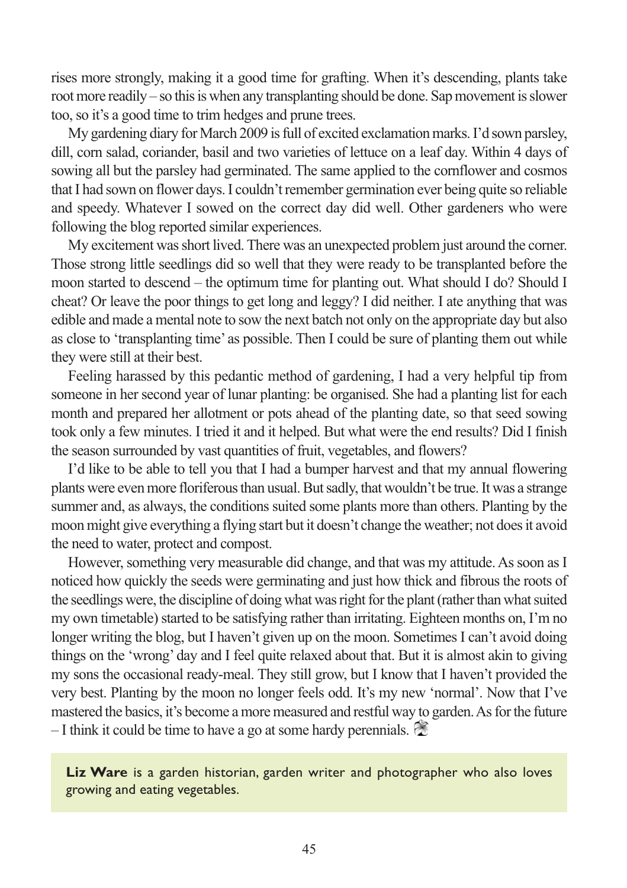rises more strongly, making it a good time for grafting. When it's descending, plants take root more readily – so this is when any transplanting should be done. Sap movement is slower too, so it's a good time to trim hedges and prune trees.

My gardening diary for March 2009 is full of excited exclamation marks. I'd sown parsley, dill, corn salad, coriander, basil and two varieties of lettuce on a leaf day. Within 4 days of sowing all but the parsley had germinated. The same applied to the cornflower and cosmos that I had sown on flower days. I couldn't remember germination ever being quite so reliable and speedy. Whatever I sowed on the correct day did well. Other gardeners who were following the blog reported similar experiences.

My excitement was short lived. There was an unexpected problem just around the corner. Those strong little seedlings did so well that they were ready to be transplanted before the moon started to descend – the optimum time for planting out. What should I do? Should I cheat? Or leave the poor things to get long and leggy? I did neither. I ate anything that was edible and made a mental note to sow the next batch not only on the appropriate day but also as close to 'transplanting time' as possible. Then I could be sure of planting them out while they were still at their best.

Feeling harassed by this pedantic method of gardening, I had a very helpful tip from someone in her second year of lunar planting: be organised. She had a planting list for each month and prepared her allotment or pots ahead of the planting date, so that seed sowing took only a few minutes. I tried it and it helped. But what were the end results? Did I finish the season surrounded by vast quantities of fruit, vegetables, and flowers?

I'd like to be able to tell you that I had a bumper harvest and that my annual flowering plants were even more floriferous than usual. But sadly, that wouldn't be true. It was a strange summer and, as always, the conditions suited some plants more than others. Planting by the moon might give everything a flying start but it doesn't change the weather; not does it avoid the need to water, protect and compost.

However, something very measurable did change, and that was my attitude. As soon as I noticed how quickly the seeds were germinating and just how thick and fibrous the roots of the seedlings were, the discipline of doing what was right for the plant (rather than what suited my own timetable) started to be satisfying rather than irritating. Eighteen months on, I'm no longer writing the blog, but I haven't given up on the moon. Sometimes I can't avoid doing things on the 'wrong' day and I feel quite relaxed about that. But it is almost akin to giving my sons the occasional ready-meal. They still grow, but I know that I haven't provided the very best. Planting by the moon no longer feels odd. It's my new 'normal'. Now that I've mastered the basics, it's become a more measured and restful way to garden. As for the future – I think it could be time to have a go at some hardy perennials.

**Liz Ware** is a garden historian, garden writer and photographer who also loves growing and eating vegetables.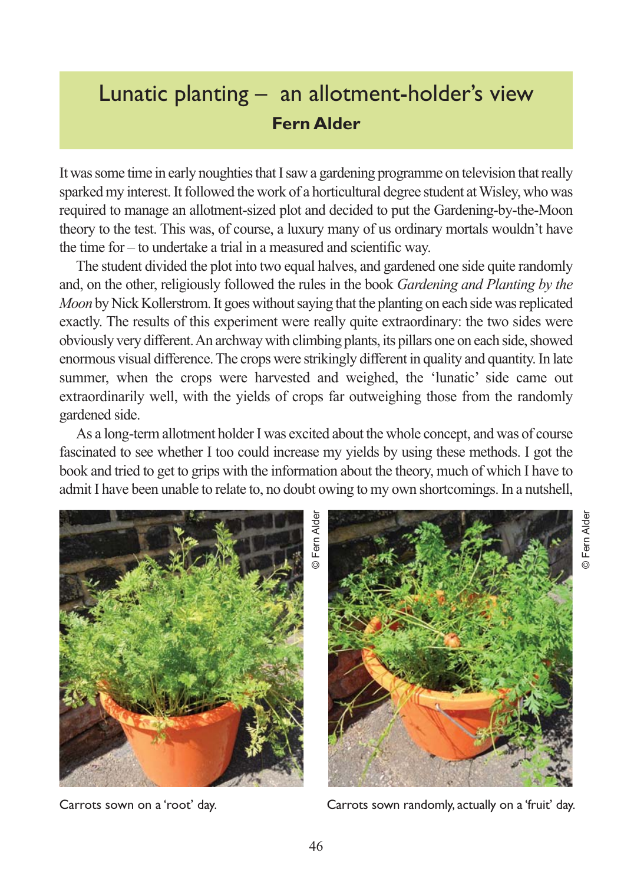# Lunatic planting – an allotment-holder's view

**Fern Alder**

It was some time in early noughties that I saw a gardening programme on television that really sparked my interest. It followed the work of a horticultural degree student at Wisley, who was required to manage an allotment-sized plot and decided to put the Gardening-by-the-Moon theory to the test. This was, of course, a luxury many of us ordinary mortals wouldn't have the time for – to undertake a trial in a measured and scientific way.

The student divided the plot into two equal halves, and gardened one side quite randomly and, on the other, religiously followed the rules in the book *Gardening and Planting by the Moon* by Nick Kollerstrom. It goes without saying that the planting on each side was replicated exactly. The results of this experiment were really quite extraordinary: the two sides were obviously very different. An archway with climbing plants, its pillars one on each side, showed enormous visual difference. The crops were strikingly different in quality and quantity. In late summer, when the crops were harvested and weighed, the 'lunatic' side came out extraordinarily well, with the yields of crops far outweighing those from the randomly gardened side.

As a long-term allotment holder I was excited about the whole concept, and was of course fascinated to see whether I too could increase my yields by using these methods. I got the book and tried to get to grips with the information about the theory, much of which I have to admit I have been unable to relate to, no doubt owing to my own shortcomings. In a nutshell,

© Fern Alder

Carrots sown on a 'root' day.

© Fern Alder

Carrots sown randomly, actually on a 'fruit' day.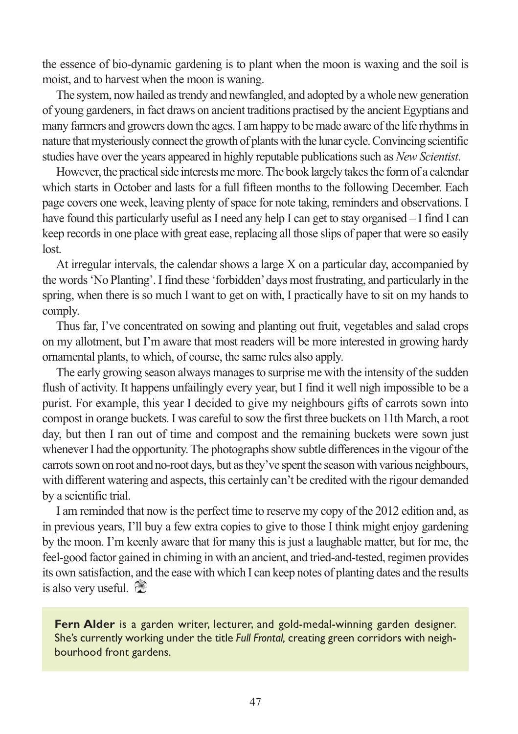the essence of bio-dynamic gardening is to plant when the moon is waxing and the soil is moist, and to harvest when the moon is waning.

The system, now hailed as trendy and newfangled, and adopted by a whole new generation of young gardeners, in fact draws on ancient traditions practised by the ancient Egyptians and many farmers and growers down the ages. I am happy to be made aware of the life rhythms in nature that mysteriously connect the growth of plants with the lunar cycle. Convincing scientific studies have over the years appeared in highly reputable publications such as *New Scientist*.

However, the practical side interests me more. The book largely takes the form of a calendar which starts in October and lasts for a full fifteen months to the following December. Each page covers one week, leaving plenty of space for note taking, reminders and observations. I have found this particularly useful as I need any help I can get to stay organised – I find I can keep records in one place with great ease, replacing all those slips of paper that were so easily lost.

At irregular intervals, the calendar shows a large X on a particular day, accompanied by the words 'No Planting'. I find these 'forbidden' days most frustrating, and particularly in the spring, when there is so much I want to get on with, I practically have to sit on my hands to comply.

Thus far, I've concentrated on sowing and planting out fruit, vegetables and salad crops on my allotment, but I'm aware that most readers will be more interested in growing hardy ornamental plants, to which, of course, the same rules also apply.

The early growing season always manages to surprise me with the intensity of the sudden flush of activity. It happens unfailingly every year, but I find it well nigh impossible to be a purist. For example, this year I decided to give my neighbours gifts of carrots sown into compost in orange buckets. I was careful to sow the first three buckets on 11th March, a root day, but then I ran out of time and compost and the remaining buckets were sown just whenever I had the opportunity. The photographs show subtle differences in the vigour of the carrots sown on root and no-root days, but as they've spent the season with various neighbours, with different watering and aspects, this certainly can't be credited with the rigour demanded by a scientific trial.

I am reminded that now is the perfect time to reserve my copy of the 2012 edition and, as in previous years, I'll buy a few extra copies to give to those I think might enjoy gardening by the moon. I'm keenly aware that for many this is just a laughable matter, but for me, the feel-good factor gained in chiming in with an ancient, and tried-and-tested, regimen provides its own satisfaction, and the ease with which I can keep notes of planting dates and the results is also very useful.

**Fern Alder** is a garden writer, lecturer, and gold-medal-winning garden designer. She's currently working under the title *Full Frontal,* creating green corridors with neighbourhood front gardens.